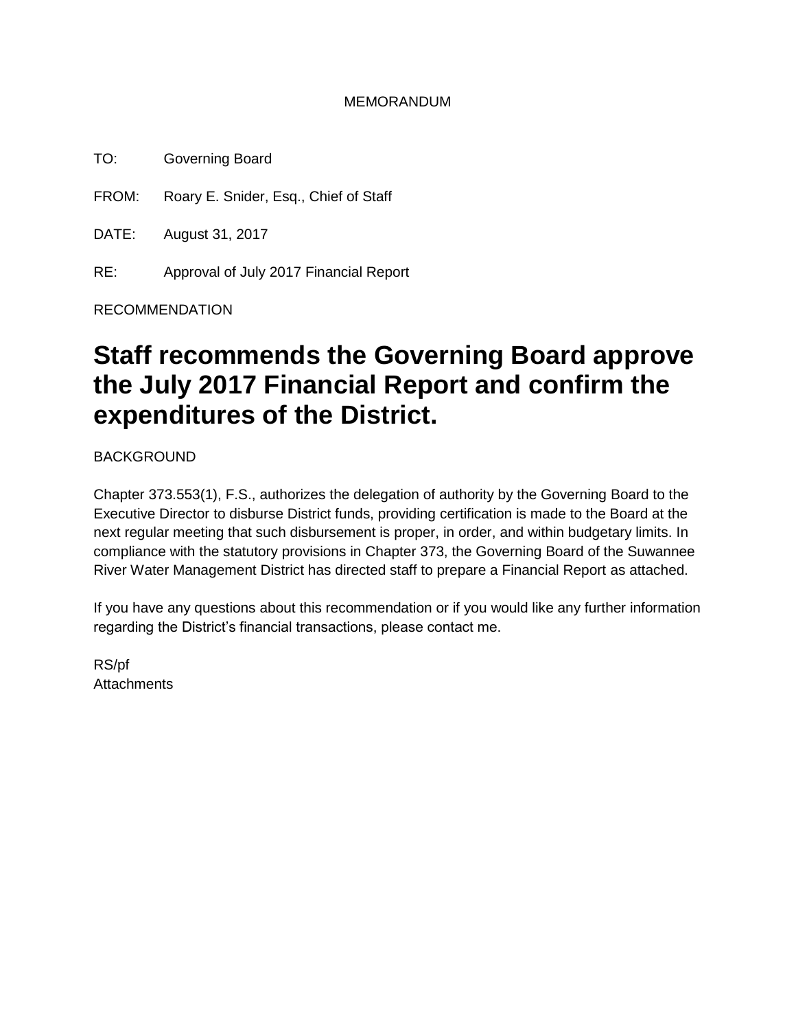MEMORANDUM

TO: Governing Board

FROM: Roary E. Snider, Esq., Chief of Staff

DATE: August 31, 2017

RE: Approval of July 2017 Financial Report

RECOMMENDATION

# Staff recommends the Governing Board approve the July 2017 Financial Report and confirm the expenditures of the District.

BACKGROUND

Chapter 373.553(1), F.S., authorizes the delegation of authority by the Governing Board to the Executive Director to disburse District funds, providing certification is made to the Board at the next regular meeting that such disbursement is proper, in order, and within budgetary limits. In compliance with the statutory provisions in Chapter 373, the Governing Board of the Suwannee River Water Management District has directed staff to prepare a Financial Report as attached.

If you have any questions about this recommendation or if you would like any further information regarding the District's financial transactions, please contact me.

RS/pf  
Attachments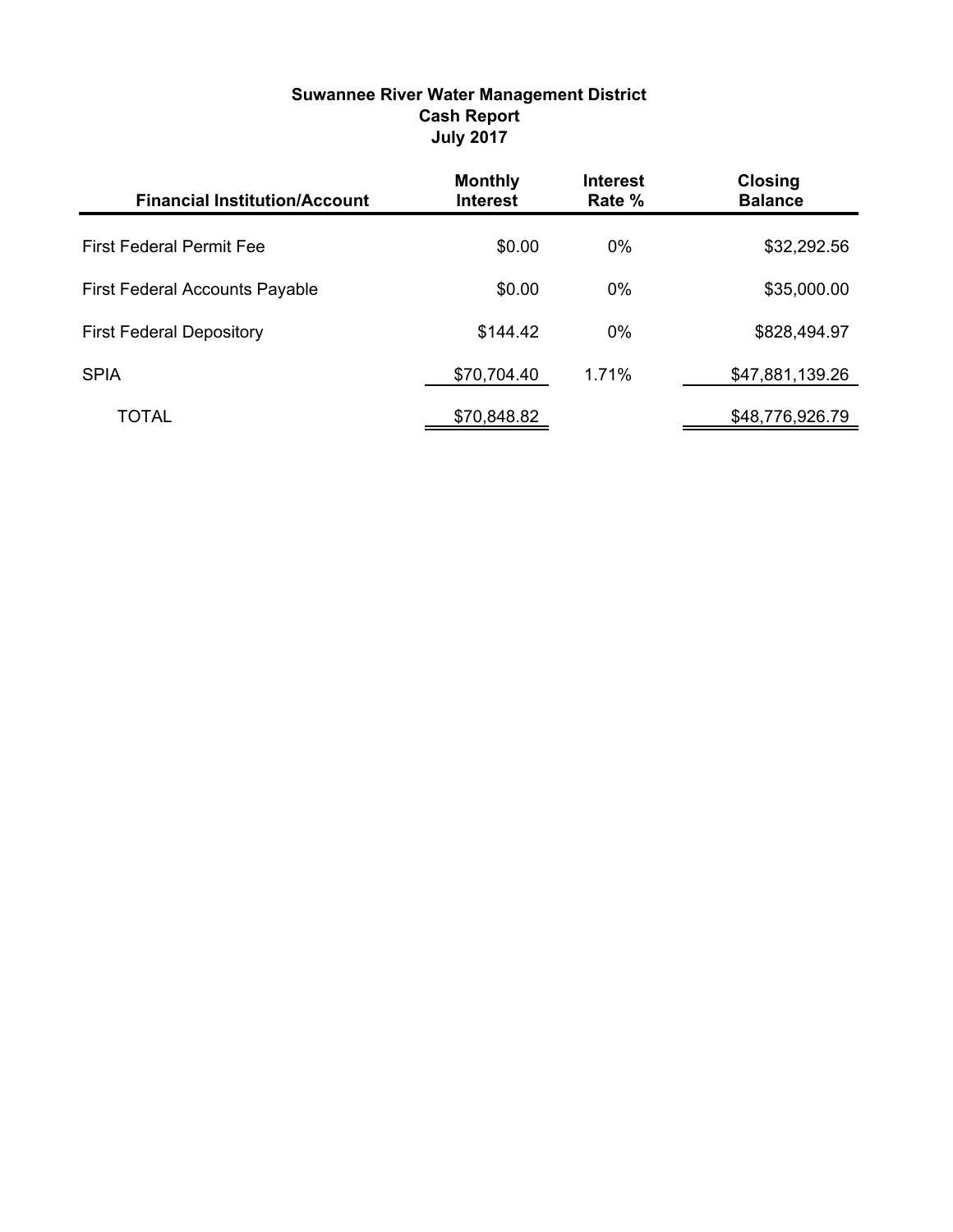**Suwannee River Water Management District**
**Cash Report**
**July 2017**

| Financial Institution/Account | Monthly Interest | Interest Rate % | Closing Balance |
|---|---|---|---|
| First Federal Permit Fee | $0.00 | 0% | $32,292.56 |
| First Federal Accounts Payable | $0.00 | 0% | $35,000.00 |
| First Federal Depository | $144.42 | 0% | $828,494.97 |
| SPIA | $70,704.40 | 1.71% | $47,881,139.26 |
| TOTAL | $70,848.82 | | $48,776,926.79 |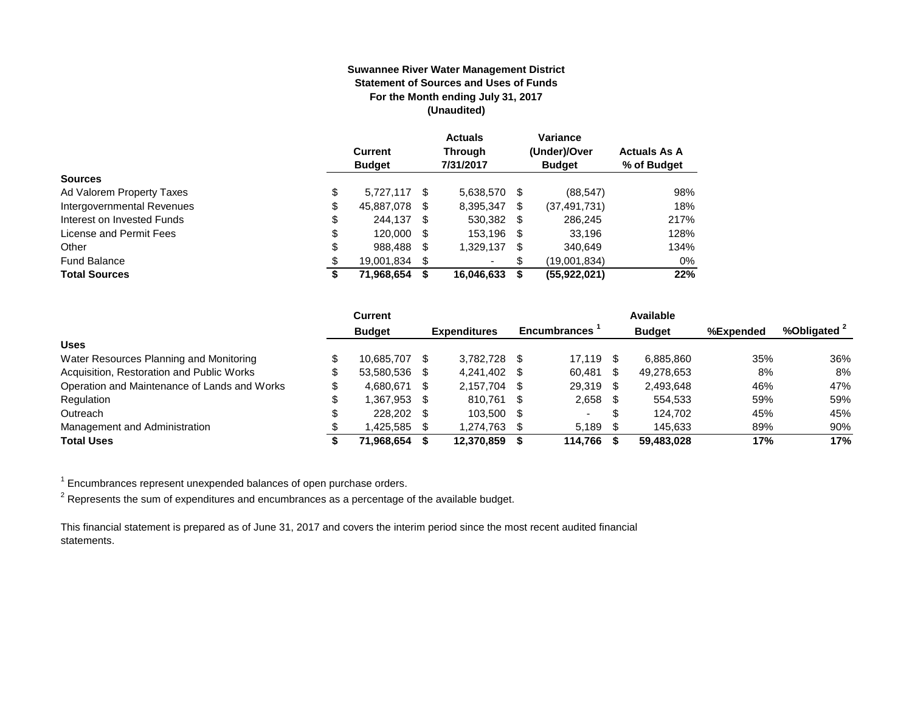**Suwannee River Water Management District**
**Statement of Sources and Uses of Funds**
**For the Month ending July 31, 2017**
**(Unaudited)**

| | Current Budget | Actuals Through 7/31/2017 | Variance (Under)/Over Budget | Actuals As A % of Budget |
|---|---|---|---|---|
| **Sources** | | | | |
| Ad Valorem Property Taxes | $ 5,727,117 | $ 5,638,570 | $ (88,547) | 98% |
| Intergovernmental Revenues | $ 45,887,078 | $ 8,395,347 | $ (37,491,731) | 18% |
| Interest on Invested Funds | $ 244,137 | $ 530,382 | $ 286,245 | 217% |
| License and Permit Fees | $ 120,000 | $ 153,196 | $ 33,196 | 128% |
| Other | $ 988,488 | $ 1,329,137 | $ 340,649 | 134% |
| Fund Balance | $ 19,001,834 | $ - | $ (19,001,834) | 0% |
| **Total Sources** | **$ 71,968,654** | **$ 16,046,633** | **$ (55,922,021)** | **22%** |

| | Current Budget | Expenditures | Encumbrances [1] | Available Budget | %Expended | %Obligated [2] |
|---|---|---|---|---|---|---|
| **Uses** | | | | | | |
| Water Resources Planning and Monitoring | $ 10,685,707 | $ 3,782,728 | $ 17,119 | $ 6,885,860 | 35% | 36% |
| Acquisition, Restoration and Public Works | $ 53,580,536 | $ 4,241,402 | $ 60,481 | $ 49,278,653 | 8% | 8% |
| Operation and Maintenance of Lands and Works | $ 4,680,671 | $ 2,157,704 | $ 29,319 | $ 2,493,648 | 46% | 47% |
| Regulation | $ 1,367,953 | $ 810,761 | $ 2,658 | $ 554,533 | 59% | 59% |
| Outreach | $ 228,202 | $ 103,500 | $ - | $ 124,702 | 45% | 45% |
| Management and Administration | $ 1,425,585 | $ 1,274,763 | $ 5,189 | $ 145,633 | 89% | 90% |
| **Total Uses** | **$ 71,968,654** | **$ 12,370,859** | **$ 114,766** | **$ 59,483,028** | **17%** | **17%** |

[1] Encumbrances represent unexpended balances of open purchase orders.

[2] Represents the sum of expenditures and encumbrances as a percentage of the available budget.

This financial statement is prepared as of June 31, 2017 and covers the interim period since the most recent audited financial statements.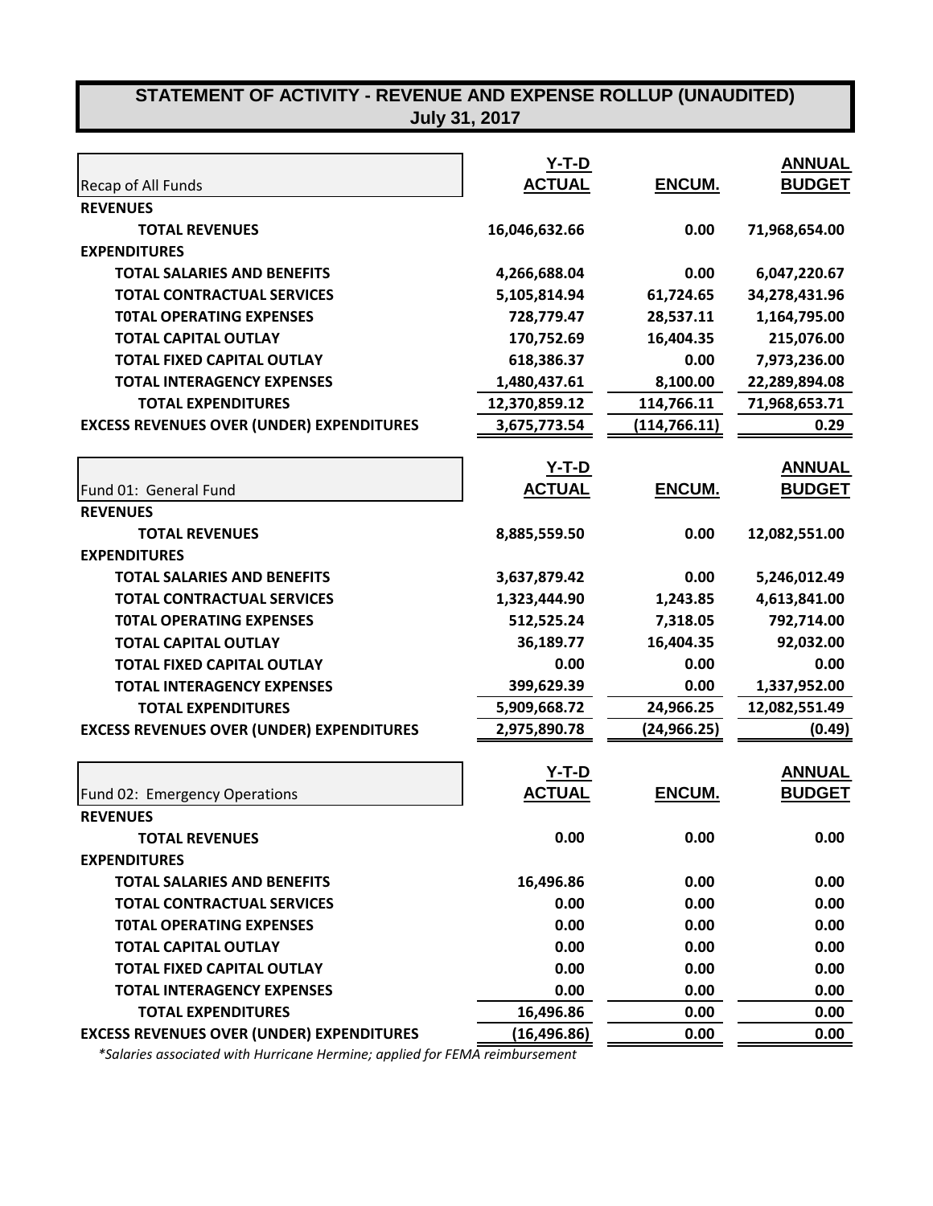# STATEMENT OF ACTIVITY - REVENUE AND EXPENSE ROLLUP (UNAUDITED)
## July 31, 2017

| Recap of All Funds | Y-T-D ACTUAL | ENCUM. | ANNUAL BUDGET |
|---|---|---|---|
| **REVENUES** | | | |
| **TOTAL REVENUES** | 16,046,632.66 | 0.00 | 71,968,654.00 |
| **EXPENDITURES** | | | |
| **TOTAL SALARIES AND BENEFITS** | 4,266,688.04 | 0.00 | 6,047,220.67 |
| **TOTAL CONTRACTUAL SERVICES** | 5,105,814.94 | 61,724.65 | 34,278,431.96 |
| **T0TAL OPERATING EXPENSES** | 728,779.47 | 28,537.11 | 1,164,795.00 |
| **TOTAL CAPITAL OUTLAY** | 170,752.69 | 16,404.35 | 215,076.00 |
| **TOTAL FIXED CAPITAL OUTLAY** | 618,386.37 | 0.00 | 7,973,236.00 |
| **TOTAL INTERAGENCY EXPENSES** | 1,480,437.61 | 8,100.00 | 22,289,894.08 |
| **TOTAL EXPENDITURES** | 12,370,859.12 | 114,766.11 | 71,968,653.71 |
| **EXCESS REVENUES OVER (UNDER) EXPENDITURES** | 3,675,773.54 | (114,766.11) | 0.29 |

| Fund 01: General Fund | Y-T-D ACTUAL | ENCUM. | ANNUAL BUDGET |
|---|---|---|---|
| **REVENUES** | | | |
| **TOTAL REVENUES** | 8,885,559.50 | 0.00 | 12,082,551.00 |
| **EXPENDITURES** | | | |
| **TOTAL SALARIES AND BENEFITS** | 3,637,879.42 | 0.00 | 5,246,012.49 |
| **TOTAL CONTRACTUAL SERVICES** | 1,323,444.90 | 1,243.85 | 4,613,841.00 |
| **T0TAL OPERATING EXPENSES** | 512,525.24 | 7,318.05 | 792,714.00 |
| **TOTAL CAPITAL OUTLAY** | 36,189.77 | 16,404.35 | 92,032.00 |
| **TOTAL FIXED CAPITAL OUTLAY** | 0.00 | 0.00 | 0.00 |
| **TOTAL INTERAGENCY EXPENSES** | 399,629.39 | 0.00 | 1,337,952.00 |
| **TOTAL EXPENDITURES** | 5,909,668.72 | 24,966.25 | 12,082,551.49 |
| **EXCESS REVENUES OVER (UNDER) EXPENDITURES** | 2,975,890.78 | (24,966.25) | (0.49) |

| Fund 02: Emergency Operations | Y-T-D ACTUAL | ENCUM. | ANNUAL BUDGET |
|---|---|---|---|
| **REVENUES** | | | |
| **TOTAL REVENUES** | 0.00 | 0.00 | 0.00 |
| **EXPENDITURES** | | | |
| **TOTAL SALARIES AND BENEFITS** | 16,496.86 | 0.00 | 0.00 |
| **TOTAL CONTRACTUAL SERVICES** | 0.00 | 0.00 | 0.00 |
| **T0TAL OPERATING EXPENSES** | 0.00 | 0.00 | 0.00 |
| **TOTAL CAPITAL OUTLAY** | 0.00 | 0.00 | 0.00 |
| **TOTAL FIXED CAPITAL OUTLAY** | 0.00 | 0.00 | 0.00 |
| **TOTAL INTERAGENCY EXPENSES** | 0.00 | 0.00 | 0.00 |
| **TOTAL EXPENDITURES** | 16,496.86 | 0.00 | 0.00 |
| **EXCESS REVENUES OVER (UNDER) EXPENDITURES** | (16,496.86) | 0.00 | 0.00 |

*\*Salaries associated with Hurricane Hermine; applied for FEMA reimbursement*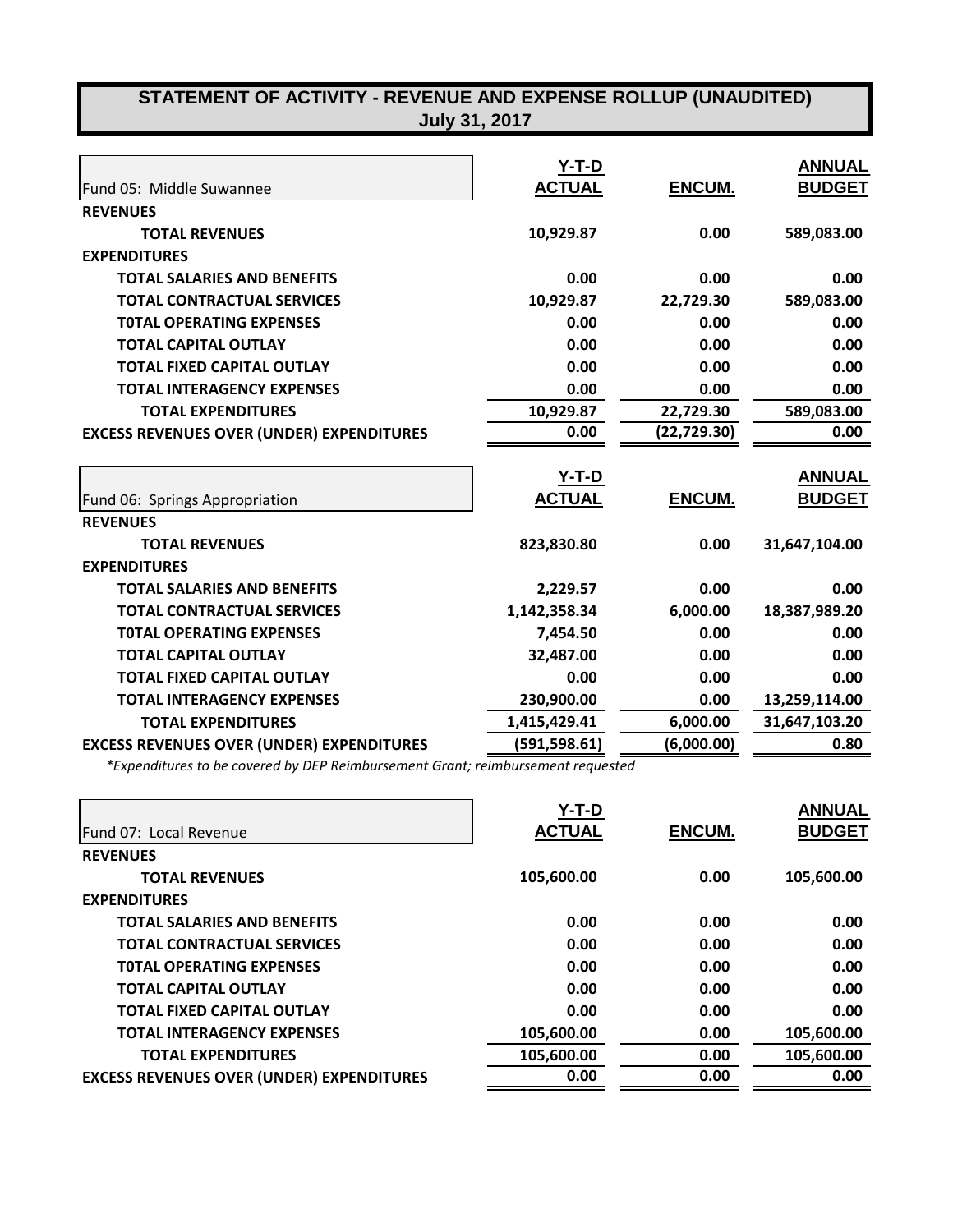# STATEMENT OF ACTIVITY - REVENUE AND EXPENSE ROLLUP (UNAUDITED)
## July 31, 2017

| Fund 05: Middle Suwannee | Y-T-D ACTUAL | ENCUM. | ANNUAL BUDGET |
|---|---|---|---|
| **REVENUES** | | | |
| **TOTAL REVENUES** | 10,929.87 | 0.00 | 589,083.00 |
| **EXPENDITURES** | | | |
| **TOTAL SALARIES AND BENEFITS** | 0.00 | 0.00 | 0.00 |
| **TOTAL CONTRACTUAL SERVICES** | 10,929.87 | 22,729.30 | 589,083.00 |
| **T0TAL OPERATING EXPENSES** | 0.00 | 0.00 | 0.00 |
| **TOTAL CAPITAL OUTLAY** | 0.00 | 0.00 | 0.00 |
| **TOTAL FIXED CAPITAL OUTLAY** | 0.00 | 0.00 | 0.00 |
| **TOTAL INTERAGENCY EXPENSES** | 0.00 | 0.00 | 0.00 |
| **TOTAL EXPENDITURES** | 10,929.87 | 22,729.30 | 589,083.00 |
| **EXCESS REVENUES OVER (UNDER) EXPENDITURES** | 0.00 | (22,729.30) | 0.00 |

| Fund 06: Springs Appropriation | Y-T-D ACTUAL | ENCUM. | ANNUAL BUDGET |
|---|---|---|---|
| **REVENUES** | | | |
| **TOTAL REVENUES** | 823,830.80 | 0.00 | 31,647,104.00 |
| **EXPENDITURES** | | | |
| **TOTAL SALARIES AND BENEFITS** | 2,229.57 | 0.00 | 0.00 |
| **TOTAL CONTRACTUAL SERVICES** | 1,142,358.34 | 6,000.00 | 18,387,989.20 |
| **T0TAL OPERATING EXPENSES** | 7,454.50 | 0.00 | 0.00 |
| **TOTAL CAPITAL OUTLAY** | 32,487.00 | 0.00 | 0.00 |
| **TOTAL FIXED CAPITAL OUTLAY** | 0.00 | 0.00 | 0.00 |
| **TOTAL INTERAGENCY EXPENSES** | 230,900.00 | 0.00 | 13,259,114.00 |
| **TOTAL EXPENDITURES** | 1,415,429.41 | 6,000.00 | 31,647,103.20 |
| **EXCESS REVENUES OVER (UNDER) EXPENDITURES** | (591,598.61) | (6,000.00) | 0.80 |

*\*Expenditures to be covered by DEP Reimbursement Grant; reimbursement requested*

| Fund 07: Local Revenue | Y-T-D ACTUAL | ENCUM. | ANNUAL BUDGET |
|---|---|---|---|
| **REVENUES** | | | |
| **TOTAL REVENUES** | 105,600.00 | 0.00 | 105,600.00 |
| **EXPENDITURES** | | | |
| **TOTAL SALARIES AND BENEFITS** | 0.00 | 0.00 | 0.00 |
| **TOTAL CONTRACTUAL SERVICES** | 0.00 | 0.00 | 0.00 |
| **T0TAL OPERATING EXPENSES** | 0.00 | 0.00 | 0.00 |
| **TOTAL CAPITAL OUTLAY** | 0.00 | 0.00 | 0.00 |
| **TOTAL FIXED CAPITAL OUTLAY** | 0.00 | 0.00 | 0.00 |
| **TOTAL INTERAGENCY EXPENSES** | 105,600.00 | 0.00 | 105,600.00 |
| **TOTAL EXPENDITURES** | 105,600.00 | 0.00 | 105,600.00 |
| **EXCESS REVENUES OVER (UNDER) EXPENDITURES** | 0.00 | 0.00 | 0.00 |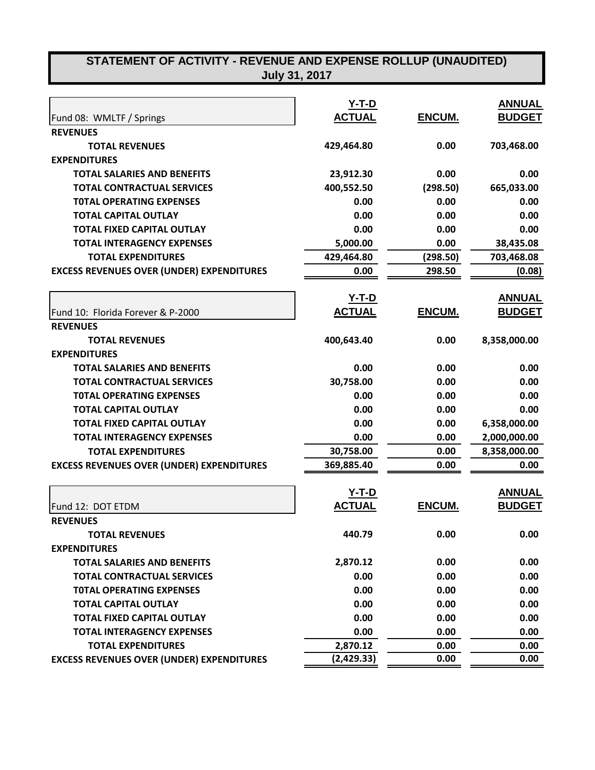# STATEMENT OF ACTIVITY - REVENUE AND EXPENSE ROLLUP (UNAUDITED)
## July 31, 2017

| Fund 08: WMLTF / Springs | Y-T-D ACTUAL | ENCUM. | ANNUAL BUDGET |
|---|---|---|---|
| **REVENUES** | | | |
| **TOTAL REVENUES** | 429,464.80 | 0.00 | 703,468.00 |
| **EXPENDITURES** | | | |
| **TOTAL SALARIES AND BENEFITS** | 23,912.30 | 0.00 | 0.00 |
| **TOTAL CONTRACTUAL SERVICES** | 400,552.50 | (298.50) | 665,033.00 |
| **T0TAL OPERATING EXPENSES** | 0.00 | 0.00 | 0.00 |
| **TOTAL CAPITAL OUTLAY** | 0.00 | 0.00 | 0.00 |
| **TOTAL FIXED CAPITAL OUTLAY** | 0.00 | 0.00 | 0.00 |
| **TOTAL INTERAGENCY EXPENSES** | 5,000.00 | 0.00 | 38,435.08 |
| **TOTAL EXPENDITURES** | 429,464.80 | (298.50) | 703,468.08 |
| **EXCESS REVENUES OVER (UNDER) EXPENDITURES** | 0.00 | 298.50 | (0.08) |

| Fund 10: Florida Forever & P-2000 | Y-T-D ACTUAL | ENCUM. | ANNUAL BUDGET |
|---|---|---|---|
| **REVENUES** | | | |
| **TOTAL REVENUES** | 400,643.40 | 0.00 | 8,358,000.00 |
| **EXPENDITURES** | | | |
| **TOTAL SALARIES AND BENEFITS** | 0.00 | 0.00 | 0.00 |
| **TOTAL CONTRACTUAL SERVICES** | 30,758.00 | 0.00 | 0.00 |
| **T0TAL OPERATING EXPENSES** | 0.00 | 0.00 | 0.00 |
| **TOTAL CAPITAL OUTLAY** | 0.00 | 0.00 | 0.00 |
| **TOTAL FIXED CAPITAL OUTLAY** | 0.00 | 0.00 | 6,358,000.00 |
| **TOTAL INTERAGENCY EXPENSES** | 0.00 | 0.00 | 2,000,000.00 |
| **TOTAL EXPENDITURES** | 30,758.00 | 0.00 | 8,358,000.00 |
| **EXCESS REVENUES OVER (UNDER) EXPENDITURES** | 369,885.40 | 0.00 | 0.00 |

| Fund 12: DOT ETDM | Y-T-D ACTUAL | ENCUM. | ANNUAL BUDGET |
|---|---|---|---|
| **REVENUES** | | | |
| **TOTAL REVENUES** | 440.79 | 0.00 | 0.00 |
| **EXPENDITURES** | | | |
| **TOTAL SALARIES AND BENEFITS** | 2,870.12 | 0.00 | 0.00 |
| **TOTAL CONTRACTUAL SERVICES** | 0.00 | 0.00 | 0.00 |
| **T0TAL OPERATING EXPENSES** | 0.00 | 0.00 | 0.00 |
| **TOTAL CAPITAL OUTLAY** | 0.00 | 0.00 | 0.00 |
| **TOTAL FIXED CAPITAL OUTLAY** | 0.00 | 0.00 | 0.00 |
| **TOTAL INTERAGENCY EXPENSES** | 0.00 | 0.00 | 0.00 |
| **TOTAL EXPENDITURES** | 2,870.12 | 0.00 | 0.00 |
| **EXCESS REVENUES OVER (UNDER) EXPENDITURES** | (2,429.33) | 0.00 | 0.00 |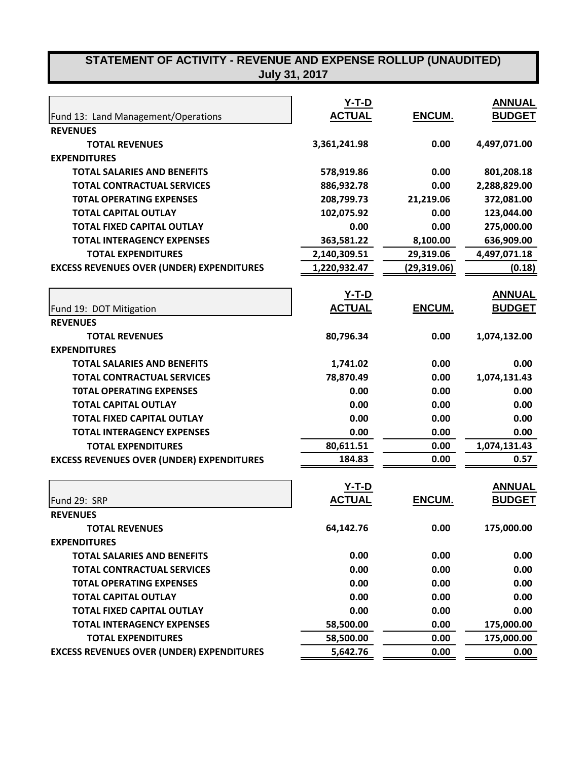# STATEMENT OF ACTIVITY - REVENUE AND EXPENSE ROLLUP (UNAUDITED)

## July 31, 2017

| Fund 13: Land Management/Operations | Y-T-D ACTUAL | ENCUM. | ANNUAL BUDGET |
|---|---|---|---|
| **REVENUES** | | | |
| **TOTAL REVENUES** | 3,361,241.98 | 0.00 | 4,497,071.00 |
| **EXPENDITURES** | | | |
| **TOTAL SALARIES AND BENEFITS** | 578,919.86 | 0.00 | 801,208.18 |
| **TOTAL CONTRACTUAL SERVICES** | 886,932.78 | 0.00 | 2,288,829.00 |
| **T0TAL OPERATING EXPENSES** | 208,799.73 | 21,219.06 | 372,081.00 |
| **TOTAL CAPITAL OUTLAY** | 102,075.92 | 0.00 | 123,044.00 |
| **TOTAL FIXED CAPITAL OUTLAY** | 0.00 | 0.00 | 275,000.00 |
| **TOTAL INTERAGENCY EXPENSES** | 363,581.22 | 8,100.00 | 636,909.00 |
| **TOTAL EXPENDITURES** | 2,140,309.51 | 29,319.06 | 4,497,071.18 |
| **EXCESS REVENUES OVER (UNDER) EXPENDITURES** | 1,220,932.47 | (29,319.06) | (0.18) |

| Fund 19: DOT Mitigation | Y-T-D ACTUAL | ENCUM. | ANNUAL BUDGET |
|---|---|---|---|
| **REVENUES** | | | |
| **TOTAL REVENUES** | 80,796.34 | 0.00 | 1,074,132.00 |
| **EXPENDITURES** | | | |
| **TOTAL SALARIES AND BENEFITS** | 1,741.02 | 0.00 | 0.00 |
| **TOTAL CONTRACTUAL SERVICES** | 78,870.49 | 0.00 | 1,074,131.43 |
| **T0TAL OPERATING EXPENSES** | 0.00 | 0.00 | 0.00 |
| **TOTAL CAPITAL OUTLAY** | 0.00 | 0.00 | 0.00 |
| **TOTAL FIXED CAPITAL OUTLAY** | 0.00 | 0.00 | 0.00 |
| **TOTAL INTERAGENCY EXPENSES** | 0.00 | 0.00 | 0.00 |
| **TOTAL EXPENDITURES** | 80,611.51 | 0.00 | 1,074,131.43 |
| **EXCESS REVENUES OVER (UNDER) EXPENDITURES** | 184.83 | 0.00 | 0.57 |

| Fund 29: SRP | Y-T-D ACTUAL | ENCUM. | ANNUAL BUDGET |
|---|---|---|---|
| **REVENUES** | | | |
| **TOTAL REVENUES** | 64,142.76 | 0.00 | 175,000.00 |
| **EXPENDITURES** | | | |
| **TOTAL SALARIES AND BENEFITS** | 0.00 | 0.00 | 0.00 |
| **TOTAL CONTRACTUAL SERVICES** | 0.00 | 0.00 | 0.00 |
| **T0TAL OPERATING EXPENSES** | 0.00 | 0.00 | 0.00 |
| **TOTAL CAPITAL OUTLAY** | 0.00 | 0.00 | 0.00 |
| **TOTAL FIXED CAPITAL OUTLAY** | 0.00 | 0.00 | 0.00 |
| **TOTAL INTERAGENCY EXPENSES** | 58,500.00 | 0.00 | 175,000.00 |
| **TOTAL EXPENDITURES** | 58,500.00 | 0.00 | 175,000.00 |
| **EXCESS REVENUES OVER (UNDER) EXPENDITURES** | 5,642.76 | 0.00 | 0.00 |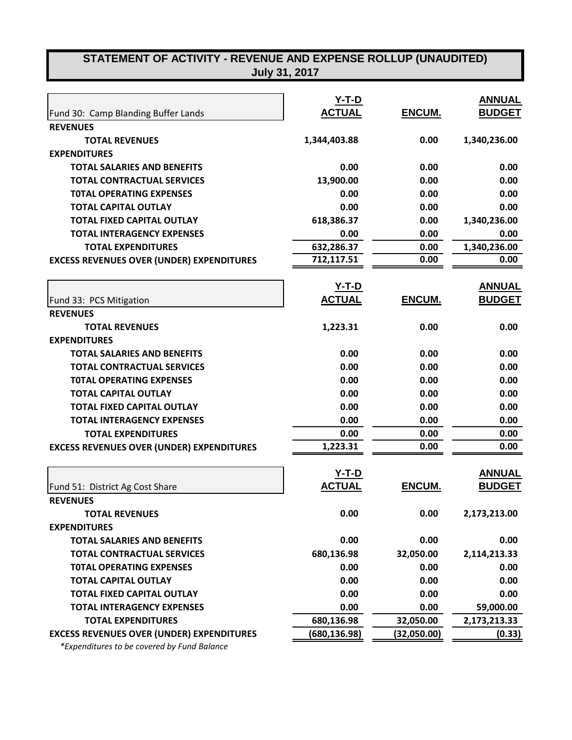# STATEMENT OF ACTIVITY - REVENUE AND EXPENSE ROLLUP (UNAUDITED)
## July 31, 2017

| Fund 30: Camp Blanding Buffer Lands | Y-T-D ACTUAL | ENCUM. | ANNUAL BUDGET |
|---|---|---|---|
| **REVENUES** | | | |
| **TOTAL REVENUES** | 1,344,403.88 | 0.00 | 1,340,236.00 |
| **EXPENDITURES** | | | |
| **TOTAL SALARIES AND BENEFITS** | 0.00 | 0.00 | 0.00 |
| **TOTAL CONTRACTUAL SERVICES** | 13,900.00 | 0.00 | 0.00 |
| **T0TAL OPERATING EXPENSES** | 0.00 | 0.00 | 0.00 |
| **TOTAL CAPITAL OUTLAY** | 0.00 | 0.00 | 0.00 |
| **TOTAL FIXED CAPITAL OUTLAY** | 618,386.37 | 0.00 | 1,340,236.00 |
| **TOTAL INTERAGENCY EXPENSES** | 0.00 | 0.00 | 0.00 |
| **TOTAL EXPENDITURES** | 632,286.37 | 0.00 | 1,340,236.00 |
| **EXCESS REVENUES OVER (UNDER) EXPENDITURES** | 712,117.51 | 0.00 | 0.00 |

| Fund 33: PCS Mitigation | Y-T-D ACTUAL | ENCUM. | ANNUAL BUDGET |
|---|---|---|---|
| **REVENUES** | | | |
| **TOTAL REVENUES** | 1,223.31 | 0.00 | 0.00 |
| **EXPENDITURES** | | | |
| **TOTAL SALARIES AND BENEFITS** | 0.00 | 0.00 | 0.00 |
| **TOTAL CONTRACTUAL SERVICES** | 0.00 | 0.00 | 0.00 |
| **T0TAL OPERATING EXPENSES** | 0.00 | 0.00 | 0.00 |
| **TOTAL CAPITAL OUTLAY** | 0.00 | 0.00 | 0.00 |
| **TOTAL FIXED CAPITAL OUTLAY** | 0.00 | 0.00 | 0.00 |
| **TOTAL INTERAGENCY EXPENSES** | 0.00 | 0.00 | 0.00 |
| **TOTAL EXPENDITURES** | 0.00 | 0.00 | 0.00 |
| **EXCESS REVENUES OVER (UNDER) EXPENDITURES** | 1,223.31 | 0.00 | 0.00 |

| Fund 51: District Ag Cost Share | Y-T-D ACTUAL | ENCUM. | ANNUAL BUDGET |
|---|---|---|---|
| **REVENUES** | | | |
| **TOTAL REVENUES** | 0.00 | 0.00 | 2,173,213.00 |
| **EXPENDITURES** | | | |
| **TOTAL SALARIES AND BENEFITS** | 0.00 | 0.00 | 0.00 |
| **TOTAL CONTRACTUAL SERVICES** | 680,136.98 | 32,050.00 | 2,114,213.33 |
| **T0TAL OPERATING EXPENSES** | 0.00 | 0.00 | 0.00 |
| **TOTAL CAPITAL OUTLAY** | 0.00 | 0.00 | 0.00 |
| **TOTAL FIXED CAPITAL OUTLAY** | 0.00 | 0.00 | 0.00 |
| **TOTAL INTERAGENCY EXPENSES** | 0.00 | 0.00 | 59,000.00 |
| **TOTAL EXPENDITURES** | 680,136.98 | 32,050.00 | 2,173,213.33 |
| **EXCESS REVENUES OVER (UNDER) EXPENDITURES** | (680,136.98) | (32,050.00) | (0.33) |

*\*Expenditures to be covered by Fund Balance*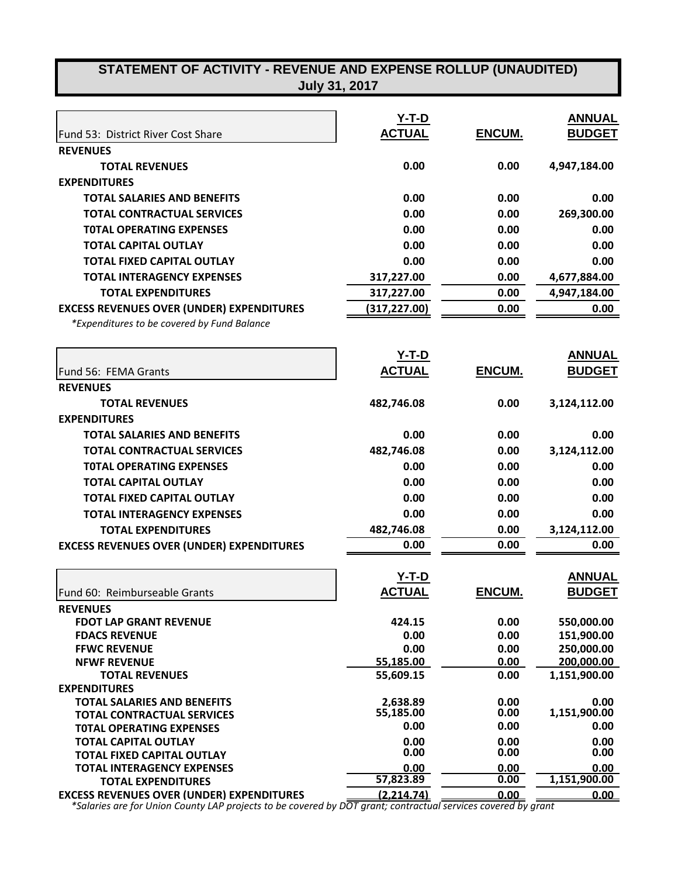# STATEMENT OF ACTIVITY - REVENUE AND EXPENSE ROLLUP (UNAUDITED)
## July 31, 2017

| Fund 53: District River Cost Share | Y-T-D ACTUAL | ENCUM. | ANNUAL BUDGET |
|---|---|---|---|
| **REVENUES** | | | |
| **TOTAL REVENUES** | 0.00 | 0.00 | 4,947,184.00 |
| **EXPENDITURES** | | | |
| **TOTAL SALARIES AND BENEFITS** | 0.00 | 0.00 | 0.00 |
| **TOTAL CONTRACTUAL SERVICES** | 0.00 | 0.00 | 269,300.00 |
| **T0TAL OPERATING EXPENSES** | 0.00 | 0.00 | 0.00 |
| **TOTAL CAPITAL OUTLAY** | 0.00 | 0.00 | 0.00 |
| **TOTAL FIXED CAPITAL OUTLAY** | 0.00 | 0.00 | 0.00 |
| **TOTAL INTERAGENCY EXPENSES** | 317,227.00 | 0.00 | 4,677,884.00 |
| **TOTAL EXPENDITURES** | 317,227.00 | 0.00 | 4,947,184.00 |
| **EXCESS REVENUES OVER (UNDER) EXPENDITURES** | (317,227.00) | 0.00 | 0.00 |

*\*Expenditures to be covered by Fund Balance*

| Fund 56: FEMA Grants | Y-T-D ACTUAL | ENCUM. | ANNUAL BUDGET |
|---|---|---|---|
| **REVENUES** | | | |
| **TOTAL REVENUES** | 482,746.08 | 0.00 | 3,124,112.00 |
| **EXPENDITURES** | | | |
| **TOTAL SALARIES AND BENEFITS** | 0.00 | 0.00 | 0.00 |
| **TOTAL CONTRACTUAL SERVICES** | 482,746.08 | 0.00 | 3,124,112.00 |
| **T0TAL OPERATING EXPENSES** | 0.00 | 0.00 | 0.00 |
| **TOTAL CAPITAL OUTLAY** | 0.00 | 0.00 | 0.00 |
| **TOTAL FIXED CAPITAL OUTLAY** | 0.00 | 0.00 | 0.00 |
| **TOTAL INTERAGENCY EXPENSES** | 0.00 | 0.00 | 0.00 |
| **TOTAL EXPENDITURES** | 482,746.08 | 0.00 | 3,124,112.00 |
| **EXCESS REVENUES OVER (UNDER) EXPENDITURES** | 0.00 | 0.00 | 0.00 |

| Fund 60: Reimburseable Grants | Y-T-D ACTUAL | ENCUM. | ANNUAL BUDGET |
|---|---|---|---|
| **REVENUES** | | | |
| **FDOT LAP GRANT REVENUE** | 424.15 | 0.00 | 550,000.00 |
| **FDACS REVENUE** | 0.00 | 0.00 | 151,900.00 |
| **FFWC REVENUE** | 0.00 | 0.00 | 250,000.00 |
| **NFWF REVENUE** | 55,185.00 | 0.00 | 200,000.00 |
| **TOTAL REVENUES** | 55,609.15 | 0.00 | 1,151,900.00 |
| **EXPENDITURES** | | | |
| **TOTAL SALARIES AND BENEFITS** | 2,638.89 | 0.00 | 0.00 |
| **TOTAL CONTRACTUAL SERVICES** | 55,185.00 | 0.00 | 1,151,900.00 |
| **T0TAL OPERATING EXPENSES** | 0.00 | 0.00 | 0.00 |
| **TOTAL CAPITAL OUTLAY** | 0.00 | 0.00 | 0.00 |
| **TOTAL FIXED CAPITAL OUTLAY** | 0.00 | 0.00 | 0.00 |
| **TOTAL INTERAGENCY EXPENSES** | 0.00 | 0.00 | 0.00 |
| **TOTAL EXPENDITURES** | 57,823.89 | 0.00 | 1,151,900.00 |
| **EXCESS REVENUES OVER (UNDER) EXPENDITURES** | (2,214.74) | 0.00 | 0.00 |

*\*Salaries are for Union County LAP projects to be covered by DOT grant; contractual services covered by grant*